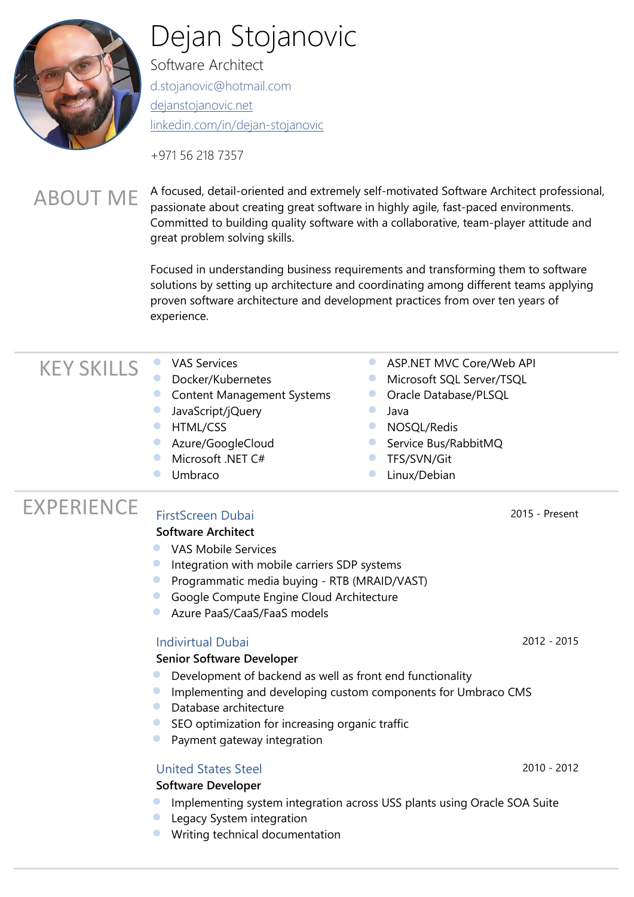# Dejan Stojanovic

Software Architect

d.stojanovic@hotmail.com

dejanstojanovic.net

linkedin.com/in/dejan-stojanovic

+971 56 218 7357

## ABOUT ME

A focused, detail-oriented and extremely self-motivated Software Architect professional, passionate about creating great software in highly agile, fast-paced environments. Committed to building quality software with a collaborative, team-player attitude and great problem solving skills.

Focused in understanding business requirements and transforming them to software solutions by setting up architecture and coordinating among different teams applying proven software architecture and development practices from over ten years of experience.

## KEY SKILLS

- VAS Services
- Docker/Kubernetes
- Content Management Systems
- JavaScript/jQuery
- HTML/CSS
- Azure/GoogleCloud
- Microsoft .NET C#
- Umbraco
- ASP.NET MVC Core/Web API
- Microsoft SQL Server/TSQL
- Oracle Database/PLSQL
- Java
- NOSQL/Redis
- Service Bus/RabbitMQ
- TFS/SVN/Git
- Linux/Debian

## EXPERIENCE

### FirstScreen Dubai
2015 - Present

**Software Architect**

- VAS Mobile Services
- Integration with mobile carriers SDP systems
- Programmatic media buying - RTB (MRAID/VAST)
- Google Compute Engine Cloud Architecture
- Azure PaaS/CaaS/FaaS models

### Indivirtual Dubai
2012 - 2015

**Senior Software Developer**

- Development of backend as well as front end functionality
- Implementing and developing custom components for Umbraco CMS
- Database architecture
- SEO optimization for increasing organic traffic
- Payment gateway integration

### United States Steel
2010 - 2012

**Software Developer**

- Implementing system integration across USS plants using Oracle SOA Suite
- Legacy System integration
- Writing technical documentation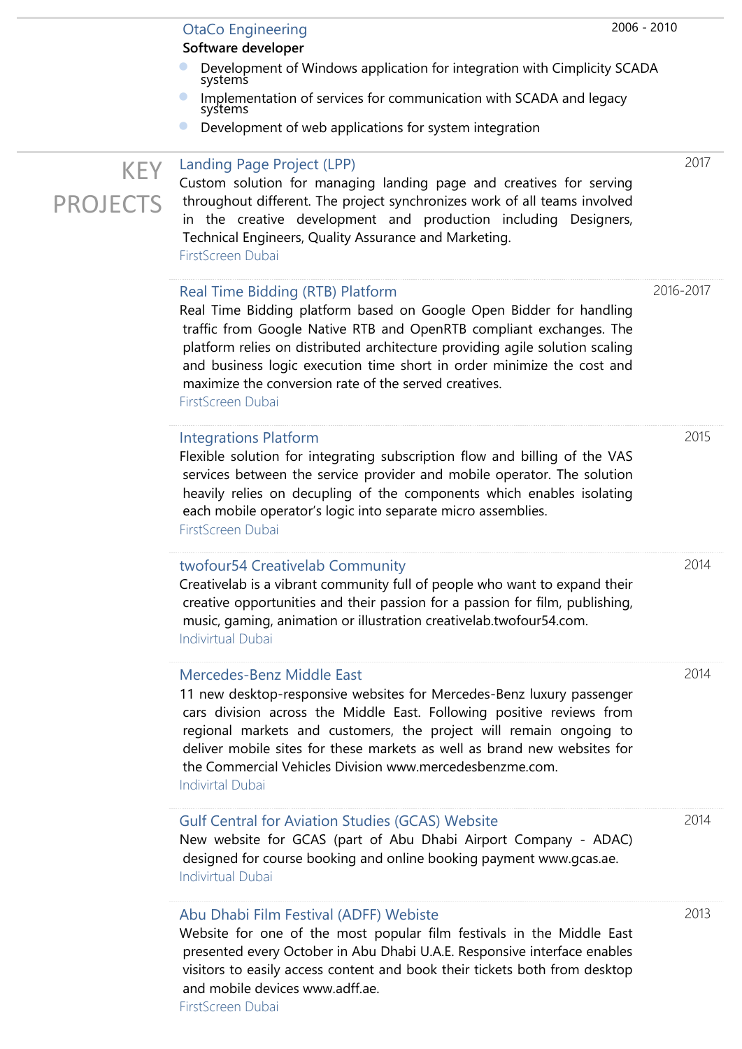### OtaCo Engineering

2006 - 2010

**Software developer**

- Development of Windows application for integration with Cimplicity SCADA systems
- Implementation of services for communication with SCADA and legacy systems
- Development of web applications for system integration

## KEY PROJECTS

### Landing Page Project (LPP)

2017

Custom solution for managing landing page and creatives for serving throughout different. The project synchronizes work of all teams involved in the creative development and production including Designers, Technical Engineers, Quality Assurance and Marketing.

FirstScreen Dubai

### Real Time Bidding (RTB) Platform

2016-2017

Real Time Bidding platform based on Google Open Bidder for handling traffic from Google Native RTB and OpenRTB compliant exchanges. The platform relies on distributed architecture providing agile solution scaling and business logic execution time short in order minimize the cost and maximize the conversion rate of the served creatives.

FirstScreen Dubai

### Integrations Platform

2015

Flexible solution for integrating subscription flow and billing of the VAS services between the service provider and mobile operator. The solution heavily relies on decupling of the components which enables isolating each mobile operator's logic into separate micro assemblies.

FirstScreen Dubai

### twofour54 Creativelab Community

2014

Creativelab is a vibrant community full of people who want to expand their creative opportunities and their passion for a passion for film, publishing, music, gaming, animation or illustration creativelab.twofour54.com.

Indivirtual Dubai

### Mercedes-Benz Middle East

2014

11 new desktop-responsive websites for Mercedes-Benz luxury passenger cars division across the Middle East. Following positive reviews from regional markets and customers, the project will remain ongoing to deliver mobile sites for these markets as well as brand new websites for the Commercial Vehicles Division www.mercedesbenzme.com.

Indivirtal Dubai

### Gulf Central for Aviation Studies (GCAS) Website

2014

New website for GCAS (part of Abu Dhabi Airport Company - ADAC) designed for course booking and online booking payment www.gcas.ae.

Indivirtual Dubai

### Abu Dhabi Film Festival (ADFF) Webiste

2013

Website for one of the most popular film festivals in the Middle East presented every October in Abu Dhabi U.A.E. Responsive interface enables visitors to easily access content and book their tickets both from desktop and mobile devices www.adff.ae.

FirstScreen Dubai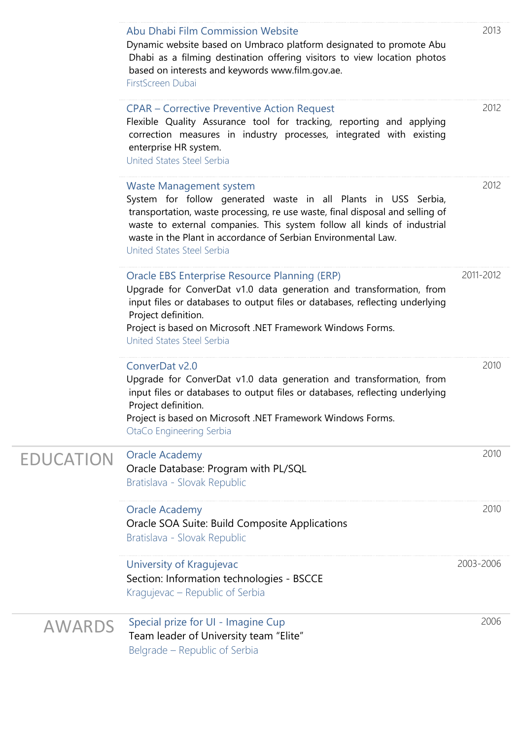### Abu Dhabi Film Commission Website
2013

Dynamic website based on Umbraco platform designated to promote Abu Dhabi as a filming destination offering visitors to view location photos based on interests and keywords www.film.gov.ae.

FirstScreen Dubai

### CPAR – Corrective Preventive Action Request
2012

Flexible Quality Assurance tool for tracking, reporting and applying correction measures in industry processes, integrated with existing enterprise HR system.

United States Steel Serbia

### Waste Management system
2012

System for follow generated waste in all Plants in USS Serbia, transportation, waste processing, re use waste, final disposal and selling of waste to external companies. This system follow all kinds of industrial waste in the Plant in accordance of Serbian Environmental Law.

United States Steel Serbia

### Oracle EBS Enterprise Resource Planning (ERP)
2011-2012

Upgrade for ConverDat v1.0 data generation and transformation, from input files or databases to output files or databases, reflecting underlying Project definition.

Project is based on Microsoft .NET Framework Windows Forms.

United States Steel Serbia

### ConverDat v2.0
2010

Upgrade for ConverDat v1.0 data generation and transformation, from input files or databases to output files or databases, reflecting underlying Project definition.

Project is based on Microsoft .NET Framework Windows Forms.

OtaCo Engineering Serbia

## EDUCATION

### Oracle Academy
2010

Oracle Database: Program with PL/SQL

Bratislava - Slovak Republic

### Oracle Academy
2010

Oracle SOA Suite: Build Composite Applications

Bratislava - Slovak Republic

### University of Kragujevac
2003-2006

Section: Information technologies - BSCCE

Kragujevac – Republic of Serbia

## AWARDS

### Special prize for UI - Imagine Cup
2006

Team leader of University team “Elite”

Belgrade – Republic of Serbia